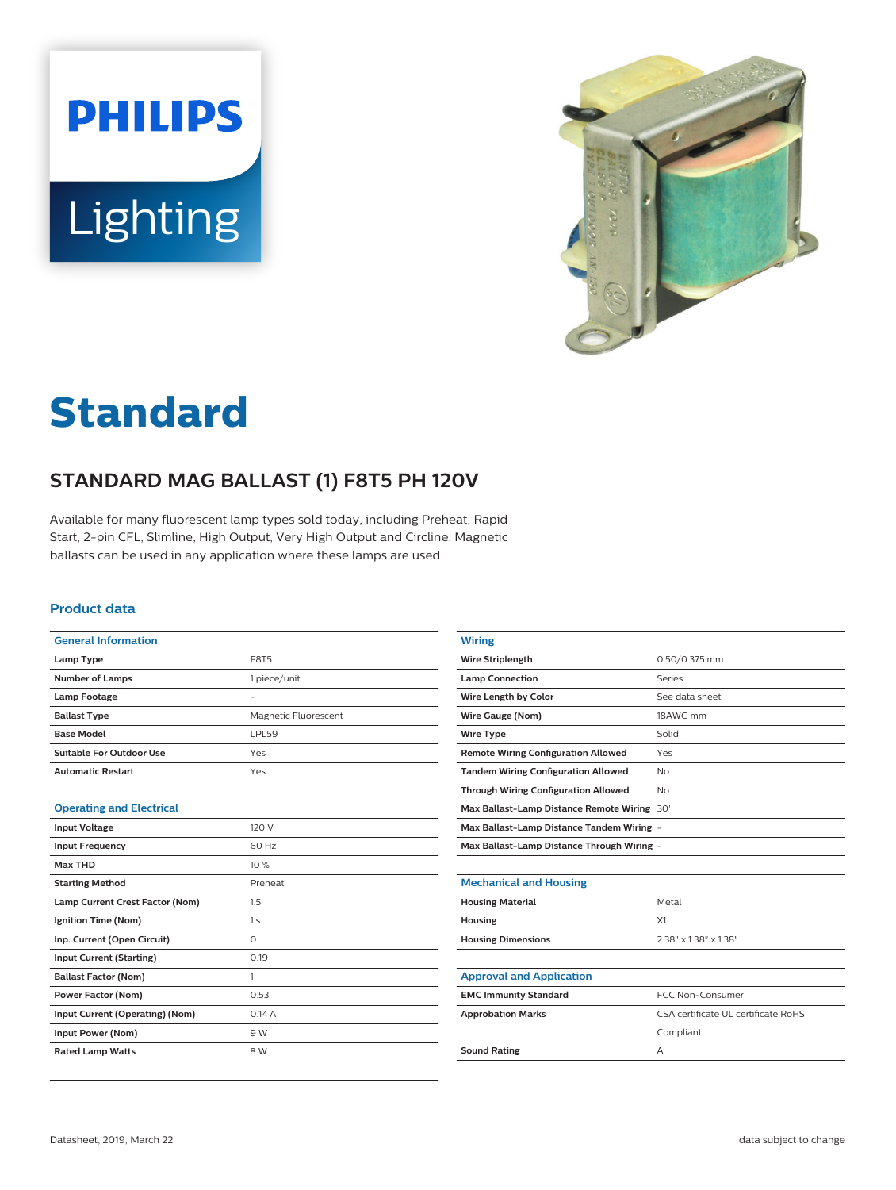# Standard

## STANDARD MAG BALLAST (1) F8T5 PH 120V

Available for many fluorescent lamp types sold today, including Preheat, Rapid Start, 2-pin CFL, Slimline, High Output, Very High Output and Circline. Magnetic ballasts can be used in any application where these lamps are used.

### Product data

| General Information | |
|---|---|
| Lamp Type | F8T5 |
| Number of Lamps | 1 piece/unit |
| Lamp Footage | - |
| Ballast Type | Magnetic Fluorescent |
| Base Model | LPL59 |
| Suitable For Outdoor Use | Yes |
| Automatic Restart | Yes |

| Operating and Electrical | |
|---|---|
| Input Voltage | 120 V |
| Input Frequency | 60 Hz |
| Max THD | 10 % |
| Starting Method | Preheat |
| Lamp Current Crest Factor (Nom) | 1.5 |
| Ignition Time (Nom) | 1 s |
| Inp. Current (Open Circuit) | 0 |
| Input Current (Starting) | 0.19 |
| Ballast Factor (Nom) | 1 |
| Power Factor (Nom) | 0.53 |
| Input Current (Operating) (Nom) | 0.14 A |
| Input Power (Nom) | 9 W |
| Rated Lamp Watts | 8 W |

| Wiring | |
|---|---|
| Wire Striplength | 0.50/0.375 mm |
| Lamp Connection | Series |
| Wire Length by Color | See data sheet |
| Wire Gauge (Nom) | 18AWG mm |
| Wire Type | Solid |
| Remote Wiring Configuration Allowed | Yes |
| Tandem Wiring Configuration Allowed | No |
| Through Wiring Configuration Allowed | No |
| Max Ballast-Lamp Distance Remote Wiring | 30' |
| Max Ballast-Lamp Distance Tandem Wiring | - |
| Max Ballast-Lamp Distance Through Wiring | - |

| Mechanical and Housing | |
|---|---|
| Housing Material | Metal |
| Housing | X1 |
| Housing Dimensions | 2.38" x 1.38" x 1.38" |

| Approval and Application | |
|---|---|
| EMC Immunity Standard | FCC Non-Consumer |
| Approbation Marks | CSA certificate UL certificate RoHS Compliant |
| Sound Rating | A |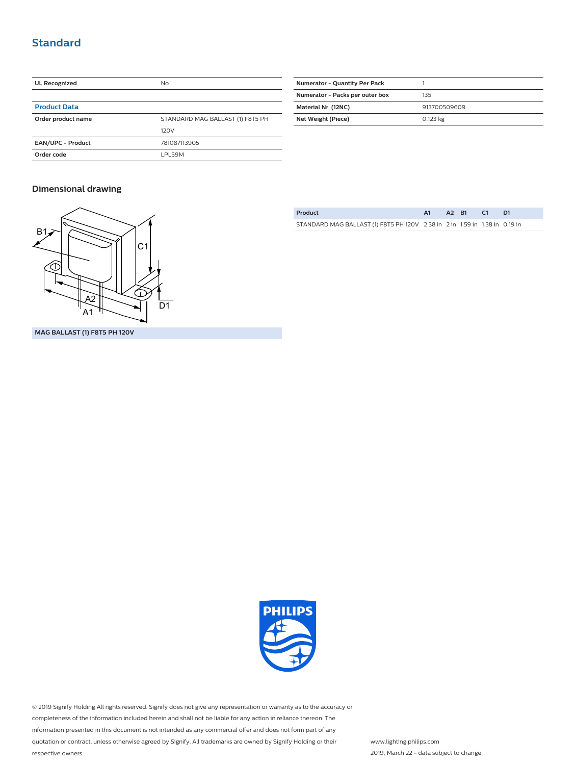## Standard

| | |
|---|---|
| UL Recognized | No |

**Product Data**

| | |
|---|---|
| Order product name | STANDARD MAG BALLAST (1) F8T5 PH 120V |
| EAN/UPC - Product | 781087113905 |
| Order code | LPL59M |
| Numerator - Quantity Per Pack | 1 |
| Numerator - Packs per outer box | 135 |
| Material Nr. (12NC) | 913700509609 |
| Net Weight (Piece) | 0.123 kg |

### Dimensional drawing

B1
C1
A2
A1
D1

MAG BALLAST (1) F8T5 PH 120V

| Product | A1 | A2 | B1 | C1 | D1 |
|---|---|---|---|---|---|
| STANDARD MAG BALLAST (1) F8T5 PH 120V | 2.38 in | 2 in | 1.59 in | 1.38 in | 0.19 in |

© 2019 Signify Holding All rights reserved. Signify does not give any representation or warranty as to the accuracy or completeness of the information included herein and shall not be liable for any action in reliance thereon. The information presented in this document is not intended as any commercial offer and does not form part of any quotation or contract, unless otherwise agreed by Signify. All trademarks are owned by Signify Holding or their respective owners.

www.lighting.philips.com
2019, March 22 - data subject to change